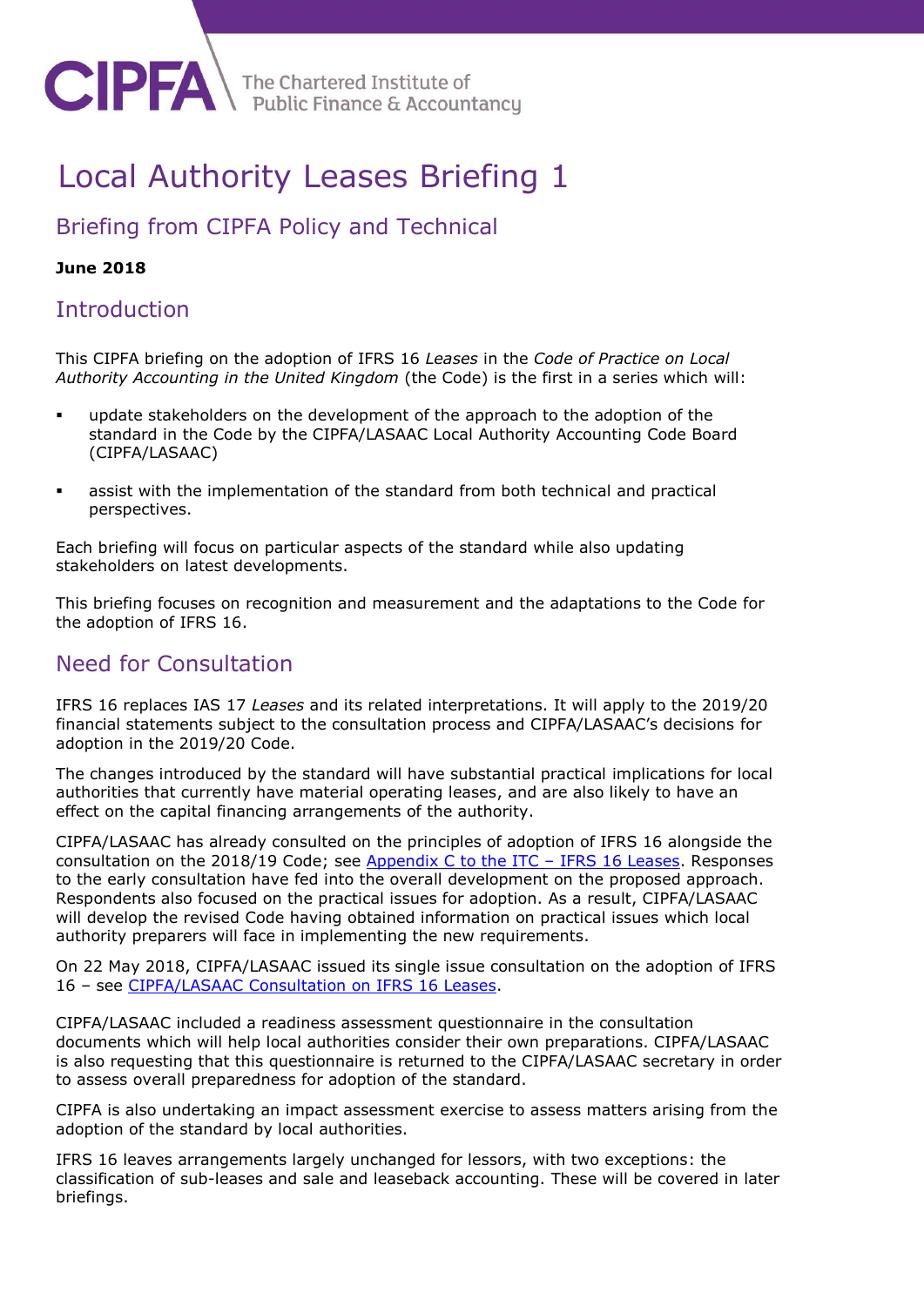CIPFA The Chartered Institute of Public Finance & Accountancy

# Local Authority Leases Briefing 1

## Briefing from CIPFA Policy and Technical

**June 2018**

## Introduction

This CIPFA briefing on the adoption of IFRS 16 *Leases* in the *Code of Practice on Local Authority Accounting in the United Kingdom* (the Code) is the first in a series which will:

- update stakeholders on the development of the approach to the adoption of the standard in the Code by the CIPFA/LASAAC Local Authority Accounting Code Board (CIPFA/LASAAC)
- assist with the implementation of the standard from both technical and practical perspectives.

Each briefing will focus on particular aspects of the standard while also updating stakeholders on latest developments.

This briefing focuses on recognition and measurement and the adaptations to the Code for the adoption of IFRS 16.

## Need for Consultation

IFRS 16 replaces IAS 17 *Leases* and its related interpretations. It will apply to the 2019/20 financial statements subject to the consultation process and CIPFA/LASAAC's decisions for adoption in the 2019/20 Code.

The changes introduced by the standard will have substantial practical implications for local authorities that currently have material operating leases, and are also likely to have an effect on the capital financing arrangements of the authority.

CIPFA/LASAAC has already consulted on the principles of adoption of IFRS 16 alongside the consultation on the 2018/19 Code; see [Appendix C to the ITC – IFRS 16 Leases](). Responses to the early consultation have fed into the overall development on the proposed approach. Respondents also focused on the practical issues for adoption. As a result, CIPFA/LASAAC will develop the revised Code having obtained information on practical issues which local authority preparers will face in implementing the new requirements.

On 22 May 2018, CIPFA/LASAAC issued its single issue consultation on the adoption of IFRS 16 – see [CIPFA/LASAAC Consultation on IFRS 16 Leases]().

CIPFA/LASAAC included a readiness assessment questionnaire in the consultation documents which will help local authorities consider their own preparations. CIPFA/LASAAC is also requesting that this questionnaire is returned to the CIPFA/LASAAC secretary in order to assess overall preparedness for adoption of the standard.

CIPFA is also undertaking an impact assessment exercise to assess matters arising from the adoption of the standard by local authorities.

IFRS 16 leaves arrangements largely unchanged for lessors, with two exceptions: the classification of sub-leases and sale and leaseback accounting. These will be covered in later briefings.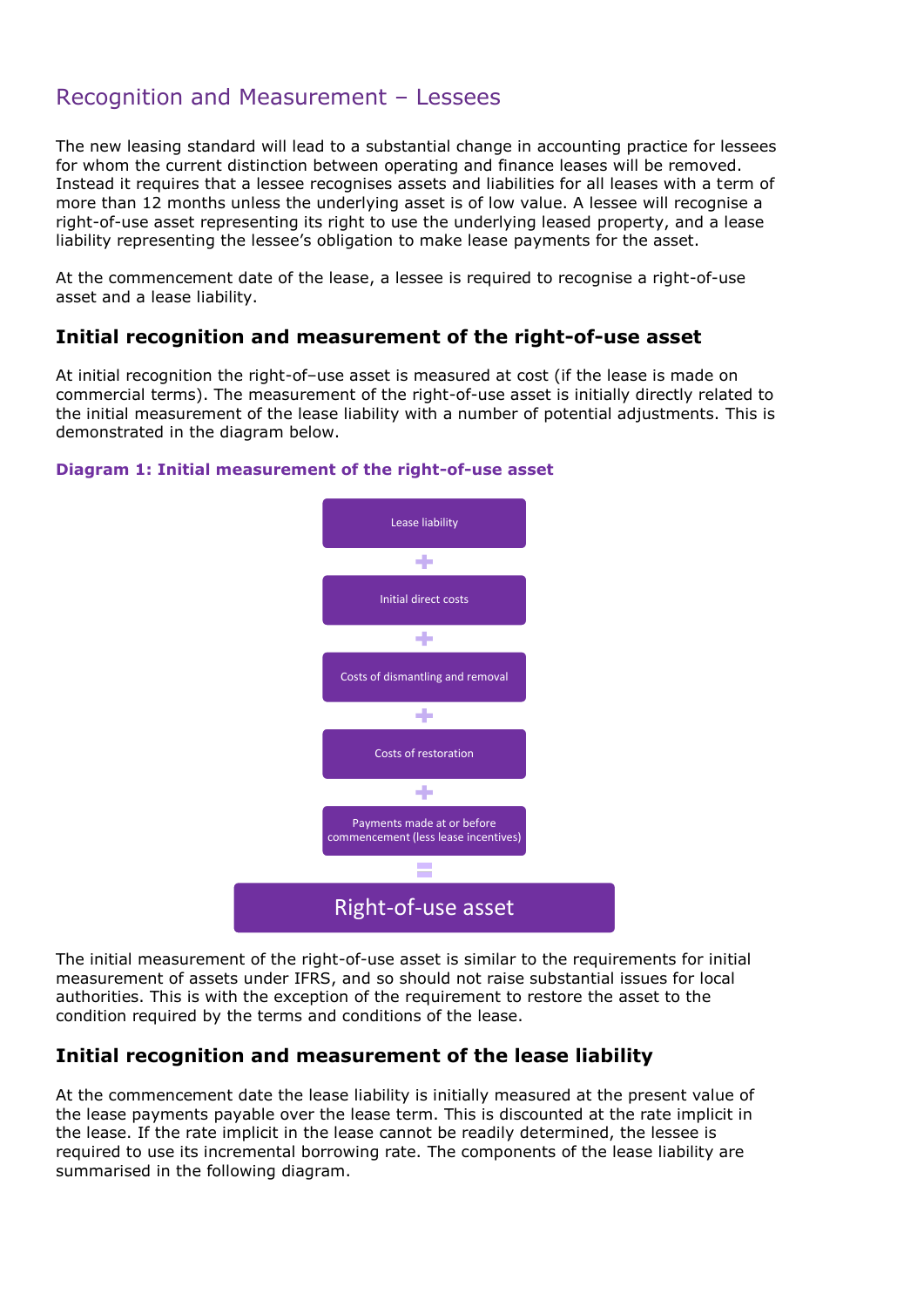## Recognition and Measurement – Lessees

The new leasing standard will lead to a substantial change in accounting practice for lessees for whom the current distinction between operating and finance leases will be removed. Instead it requires that a lessee recognises assets and liabilities for all leases with a term of more than 12 months unless the underlying asset is of low value. A lessee will recognise a right-of-use asset representing its right to use the underlying leased property, and a lease liability representing the lessee's obligation to make lease payments for the asset.

At the commencement date of the lease, a lessee is required to recognise a right-of-use asset and a lease liability.

### Initial recognition and measurement of the right-of-use asset

At initial recognition the right-of–use asset is measured at cost (if the lease is made on commercial terms). The measurement of the right-of-use asset is initially directly related to the initial measurement of the lease liability with a number of potential adjustments. This is demonstrated in the diagram below.

**Diagram 1: Initial measurement of the right-of-use asset**

Lease liability

+

Initial direct costs

+

Costs of dismantling and removal

+

Costs of restoration

+

Payments made at or before commencement (less lease incentives)

=

Right-of-use asset

The initial measurement of the right-of-use asset is similar to the requirements for initial measurement of assets under IFRS, and so should not raise substantial issues for local authorities. This is with the exception of the requirement to restore the asset to the condition required by the terms and conditions of the lease.

### Initial recognition and measurement of the lease liability

At the commencement date the lease liability is initially measured at the present value of the lease payments payable over the lease term. This is discounted at the rate implicit in the lease. If the rate implicit in the lease cannot be readily determined, the lessee is required to use its incremental borrowing rate. The components of the lease liability are summarised in the following diagram.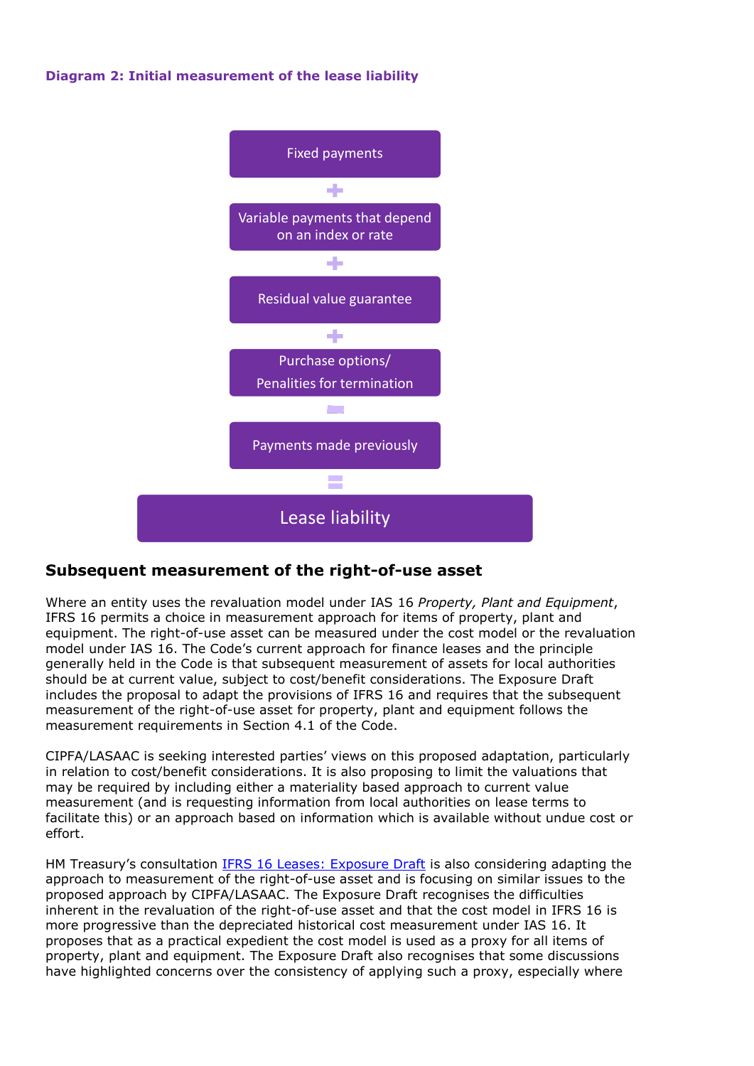**Diagram 2: Initial measurement of the lease liability**

Fixed payments

+

Variable payments that depend on an index or rate

+

Residual value guarantee

+

Purchase options/
Penalities for termination

−

Payments made previously

=

Lease liability

## Subsequent measurement of the right-of-use asset

Where an entity uses the revaluation model under IAS 16 *Property, Plant and Equipment*, IFRS 16 permits a choice in measurement approach for items of property, plant and equipment. The right-of-use asset can be measured under the cost model or the revaluation model under IAS 16. The Code's current approach for finance leases and the principle generally held in the Code is that subsequent measurement of assets for local authorities should be at current value, subject to cost/benefit considerations. The Exposure Draft includes the proposal to adapt the provisions of IFRS 16 and requires that the subsequent measurement of the right-of-use asset for property, plant and equipment follows the measurement requirements in Section 4.1 of the Code.

CIPFA/LASAAC is seeking interested parties' views on this proposed adaptation, particularly in relation to cost/benefit considerations. It is also proposing to limit the valuations that may be required by including either a materiality based approach to current value measurement (and is requesting information from local authorities on lease terms to facilitate this) or an approach based on information which is available without undue cost or effort.

HM Treasury's consultation [IFRS 16 Leases: Exposure Draft] is also considering adapting the approach to measurement of the right-of-use asset and is focusing on similar issues to the proposed approach by CIPFA/LASAAC. The Exposure Draft recognises the difficulties inherent in the revaluation of the right-of-use asset and that the cost model in IFRS 16 is more progressive than the depreciated historical cost measurement under IAS 16. It proposes that as a practical expedient the cost model is used as a proxy for all items of property, plant and equipment. The Exposure Draft also recognises that some discussions have highlighted concerns over the consistency of applying such a proxy, especially where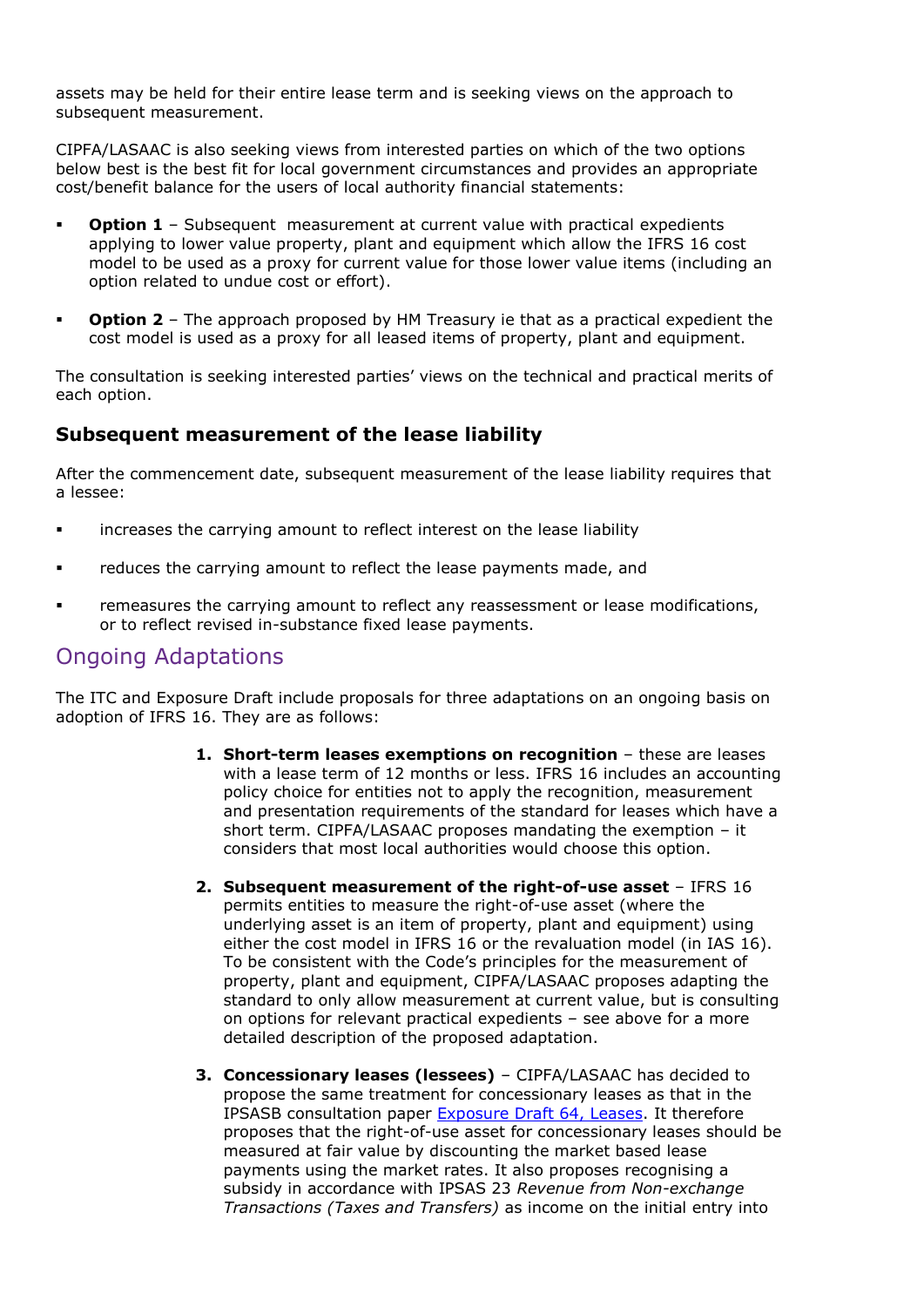assets may be held for their entire lease term and is seeking views on the approach to subsequent measurement.

CIPFA/LASAAC is also seeking views from interested parties on which of the two options below best is the best fit for local government circumstances and provides an appropriate cost/benefit balance for the users of local authority financial statements:

- **Option 1** – Subsequent measurement at current value with practical expedients applying to lower value property, plant and equipment which allow the IFRS 16 cost model to be used as a proxy for current value for those lower value items (including an option related to undue cost or effort).
- **Option 2** – The approach proposed by HM Treasury ie that as a practical expedient the cost model is used as a proxy for all leased items of property, plant and equipment.

The consultation is seeking interested parties' views on the technical and practical merits of each option.

### Subsequent measurement of the lease liability

After the commencement date, subsequent measurement of the lease liability requires that a lessee:

- increases the carrying amount to reflect interest on the lease liability
- reduces the carrying amount to reflect the lease payments made, and
- remeasures the carrying amount to reflect any reassessment or lease modifications, or to reflect revised in-substance fixed lease payments.

## Ongoing Adaptations

The ITC and Exposure Draft include proposals for three adaptations on an ongoing basis on adoption of IFRS 16. They are as follows:

1. **Short-term leases exemptions on recognition** – these are leases with a lease term of 12 months or less. IFRS 16 includes an accounting policy choice for entities not to apply the recognition, measurement and presentation requirements of the standard for leases which have a short term. CIPFA/LASAAC proposes mandating the exemption – it considers that most local authorities would choose this option.

2. **Subsequent measurement of the right-of-use asset** – IFRS 16 permits entities to measure the right-of-use asset (where the underlying asset is an item of property, plant and equipment) using either the cost model in IFRS 16 or the revaluation model (in IAS 16). To be consistent with the Code's principles for the measurement of property, plant and equipment, CIPFA/LASAAC proposes adapting the standard to only allow measurement at current value, but is consulting on options for relevant practical expedients – see above for a more detailed description of the proposed adaptation.

3. **Concessionary leases (lessees)** – CIPFA/LASAAC has decided to propose the same treatment for concessionary leases as that in the IPSASB consultation paper [Exposure Draft 64, Leases](). It therefore proposes that the right-of-use asset for concessionary leases should be measured at fair value by discounting the market based lease payments using the market rates. It also proposes recognising a subsidy in accordance with IPSAS 23 *Revenue from Non-exchange Transactions (Taxes and Transfers)* as income on the initial entry into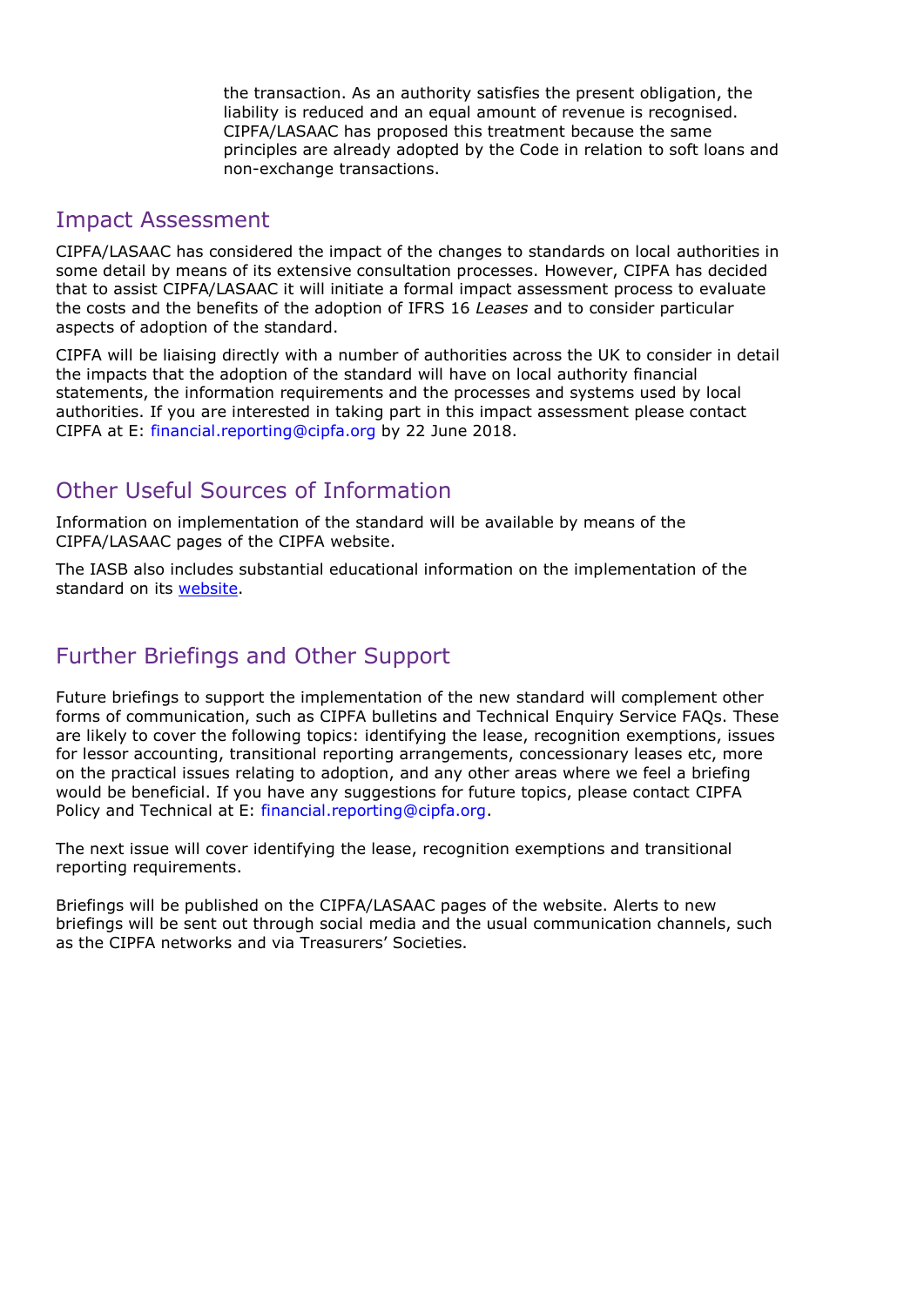the transaction. As an authority satisfies the present obligation, the liability is reduced and an equal amount of revenue is recognised. CIPFA/LASAAC has proposed this treatment because the same principles are already adopted by the Code in relation to soft loans and non-exchange transactions.

## Impact Assessment

CIPFA/LASAAC has considered the impact of the changes to standards on local authorities in some detail by means of its extensive consultation processes. However, CIPFA has decided that to assist CIPFA/LASAAC it will initiate a formal impact assessment process to evaluate the costs and the benefits of the adoption of IFRS 16 *Leases* and to consider particular aspects of adoption of the standard.

CIPFA will be liaising directly with a number of authorities across the UK to consider in detail the impacts that the adoption of the standard will have on local authority financial statements, the information requirements and the processes and systems used by local authorities. If you are interested in taking part in this impact assessment please contact CIPFA at E: financial.reporting@cipfa.org by 22 June 2018.

## Other Useful Sources of Information

Information on implementation of the standard will be available by means of the CIPFA/LASAAC pages of the CIPFA website.

The IASB also includes substantial educational information on the implementation of the standard on its website.

## Further Briefings and Other Support

Future briefings to support the implementation of the new standard will complement other forms of communication, such as CIPFA bulletins and Technical Enquiry Service FAQs. These are likely to cover the following topics: identifying the lease, recognition exemptions, issues for lessor accounting, transitional reporting arrangements, concessionary leases etc, more on the practical issues relating to adoption, and any other areas where we feel a briefing would be beneficial. If you have any suggestions for future topics, please contact CIPFA Policy and Technical at E: financial.reporting@cipfa.org.

The next issue will cover identifying the lease, recognition exemptions and transitional reporting requirements.

Briefings will be published on the CIPFA/LASAAC pages of the website. Alerts to new briefings will be sent out through social media and the usual communication channels, such as the CIPFA networks and via Treasurers' Societies.